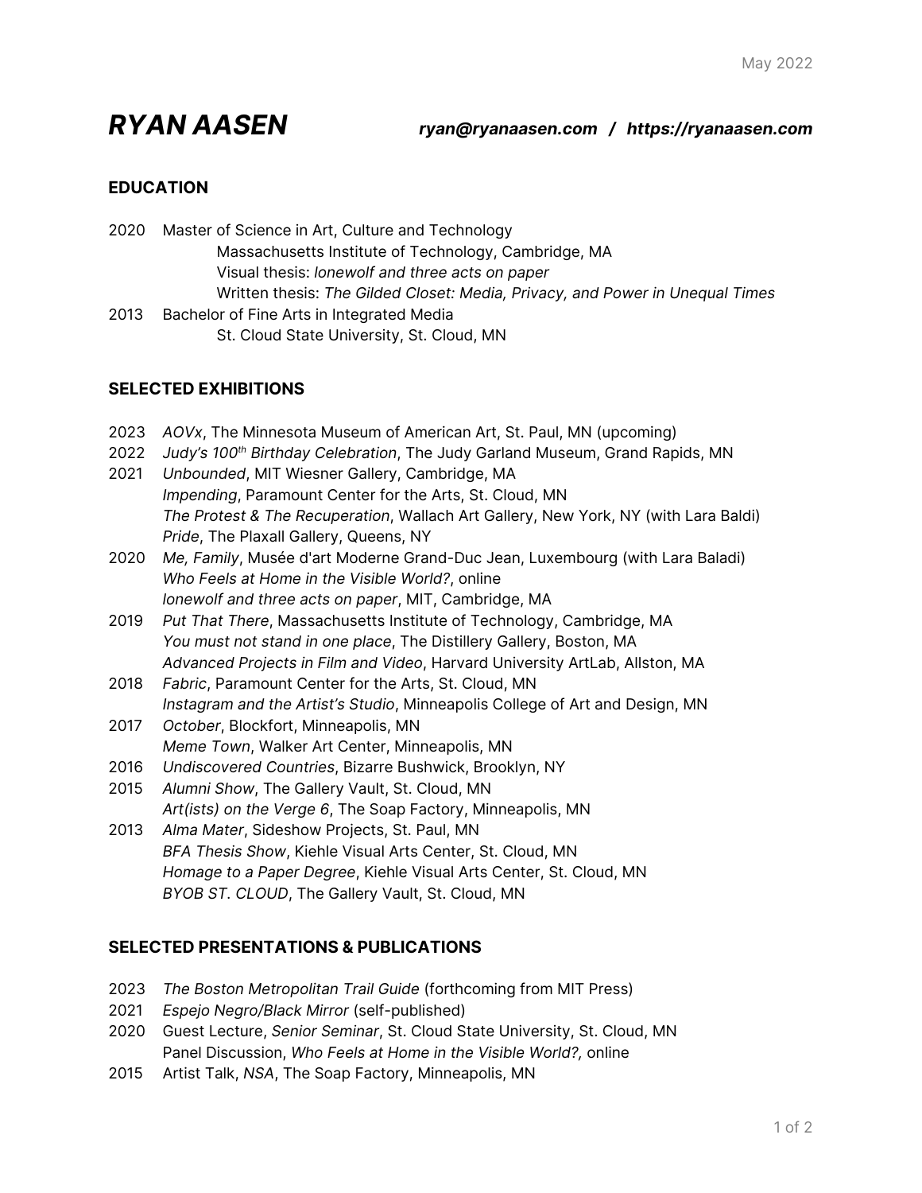May 2022

# RYAN AASEN

***ryan@ryanaasen.com / https://ryanaasen.com***

## EDUCATION

2020 Master of Science in Art, Culture and Technology
Massachusetts Institute of Technology, Cambridge, MA
Visual thesis: *lonewolf and three acts on paper*
Written thesis: *The Gilded Closet: Media, Privacy, and Power in Unequal Times*

2013 Bachelor of Fine Arts in Integrated Media
St. Cloud State University, St. Cloud, MN

## SELECTED EXHIBITIONS

2023 *AOVx*, The Minnesota Museum of American Art, St. Paul, MN (upcoming)

2022 *Judy's 100th Birthday Celebration*, The Judy Garland Museum, Grand Rapids, MN

2021 *Unbounded*, MIT Wiesner Gallery, Cambridge, MA
*Impending*, Paramount Center for the Arts, St. Cloud, MN
*The Protest & The Recuperation*, Wallach Art Gallery, New York, NY (with Lara Baldi)
*Pride*, The Plaxall Gallery, Queens, NY

2020 *Me, Family*, Musée d'art Moderne Grand-Duc Jean, Luxembourg (with Lara Baladi)
*Who Feels at Home in the Visible World?*, online
*lonewolf and three acts on paper*, MIT, Cambridge, MA

2019 *Put That There*, Massachusetts Institute of Technology, Cambridge, MA
*You must not stand in one place*, The Distillery Gallery, Boston, MA
*Advanced Projects in Film and Video*, Harvard University ArtLab, Allston, MA

2018 *Fabric*, Paramount Center for the Arts, St. Cloud, MN
*Instagram and the Artist's Studio*, Minneapolis College of Art and Design, MN

2017 *October*, Blockfort, Minneapolis, MN
*Meme Town*, Walker Art Center, Minneapolis, MN

2016 *Undiscovered Countries*, Bizarre Bushwick, Brooklyn, NY

2015 *Alumni Show*, The Gallery Vault, St. Cloud, MN
*Art(ists) on the Verge 6*, The Soap Factory, Minneapolis, MN

2013 *Alma Mater*, Sideshow Projects, St. Paul, MN
*BFA Thesis Show*, Kiehle Visual Arts Center, St. Cloud, MN
*Homage to a Paper Degree*, Kiehle Visual Arts Center, St. Cloud, MN
*BYOB ST. CLOUD*, The Gallery Vault, St. Cloud, MN

## SELECTED PRESENTATIONS & PUBLICATIONS

2023 *The Boston Metropolitan Trail Guide* (forthcoming from MIT Press)

2021 *Espejo Negro/Black Mirror* (self-published)

2020 Guest Lecture, *Senior Seminar*, St. Cloud State University, St. Cloud, MN
Panel Discussion, *Who Feels at Home in the Visible World?,* online

2015 Artist Talk, *NSA*, The Soap Factory, Minneapolis, MN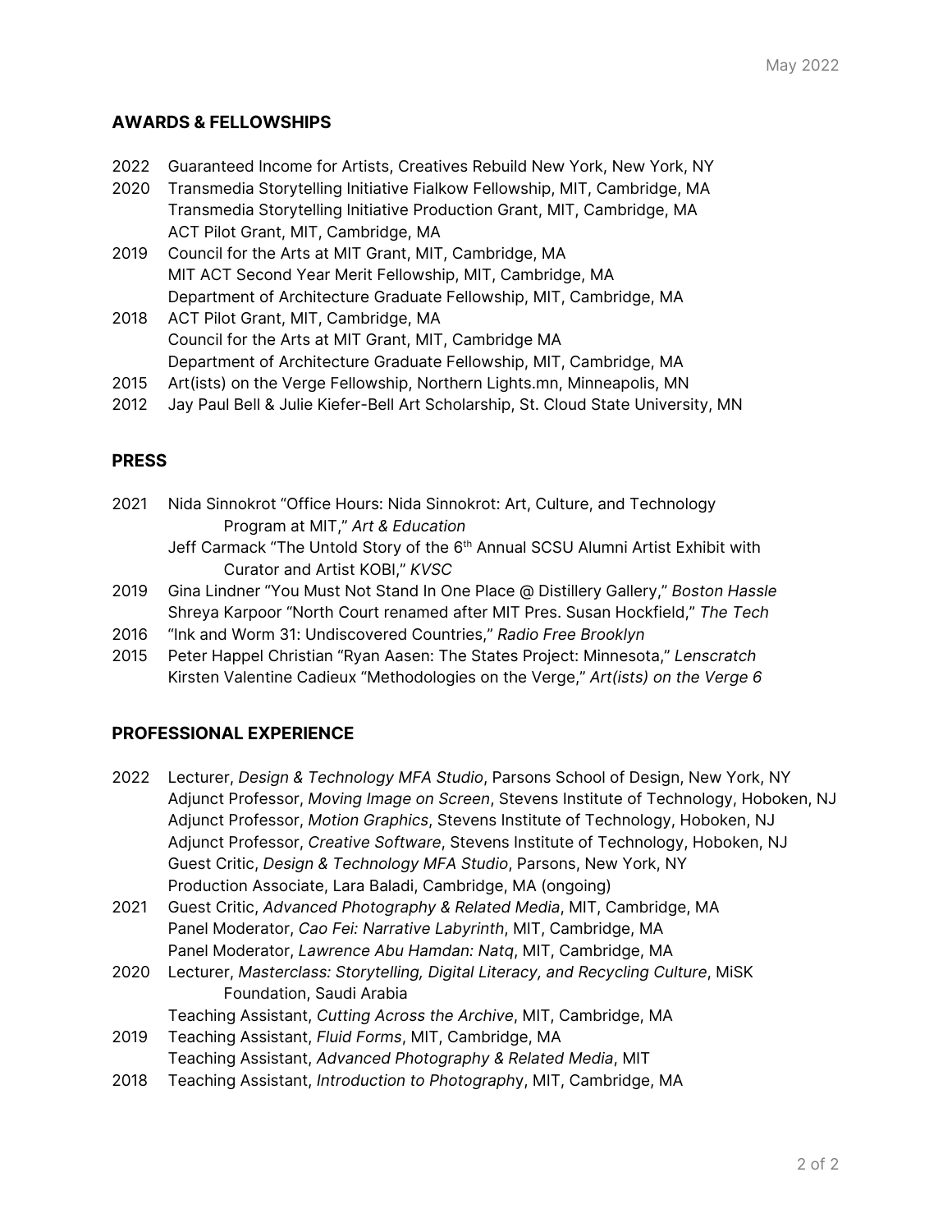May 2022

## AWARDS & FELLOWSHIPS

2022 Guaranteed Income for Artists, Creatives Rebuild New York, New York, NY

2020 Transmedia Storytelling Initiative Fialkow Fellowship, MIT, Cambridge, MA
Transmedia Storytelling Initiative Production Grant, MIT, Cambridge, MA
ACT Pilot Grant, MIT, Cambridge, MA

2019 Council for the Arts at MIT Grant, MIT, Cambridge, MA
MIT ACT Second Year Merit Fellowship, MIT, Cambridge, MA
Department of Architecture Graduate Fellowship, MIT, Cambridge, MA

2018 ACT Pilot Grant, MIT, Cambridge, MA
Council for the Arts at MIT Grant, MIT, Cambridge MA
Department of Architecture Graduate Fellowship, MIT, Cambridge, MA

2015 Art(ists) on the Verge Fellowship, Northern Lights.mn, Minneapolis, MN

2012 Jay Paul Bell & Julie Kiefer-Bell Art Scholarship, St. Cloud State University, MN

## PRESS

2021 Nida Sinnokrot "Office Hours: Nida Sinnokrot: Art, Culture, and Technology Program at MIT," *Art & Education*
Jeff Carmack "The Untold Story of the 6th Annual SCSU Alumni Artist Exhibit with Curator and Artist KOBI," *KVSC*

2019 Gina Lindner "You Must Not Stand In One Place @ Distillery Gallery," *Boston Hassle*
Shreya Karpoor "North Court renamed after MIT Pres. Susan Hockfield," *The Tech*

2016 "Ink and Worm 31: Undiscovered Countries," *Radio Free Brooklyn*

2015 Peter Happel Christian "Ryan Aasen: The States Project: Minnesota," *Lenscratch*
Kirsten Valentine Cadieux "Methodologies on the Verge," *Art(ists) on the Verge 6*

## PROFESSIONAL EXPERIENCE

2022 Lecturer, *Design & Technology MFA Studio*, Parsons School of Design, New York, NY
Adjunct Professor, *Moving Image on Screen*, Stevens Institute of Technology, Hoboken, NJ
Adjunct Professor, *Motion Graphics*, Stevens Institute of Technology, Hoboken, NJ
Adjunct Professor, *Creative Software*, Stevens Institute of Technology, Hoboken, NJ
Guest Critic, *Design & Technology MFA Studio*, Parsons, New York, NY
Production Associate, Lara Baladi, Cambridge, MA (ongoing)

2021 Guest Critic, *Advanced Photography & Related Media*, MIT, Cambridge, MA
Panel Moderator, *Cao Fei: Narrative Labyrinth*, MIT, Cambridge, MA
Panel Moderator, *Lawrence Abu Hamdan: Natq*, MIT, Cambridge, MA

2020 Lecturer, *Masterclass: Storytelling, Digital Literacy, and Recycling Culture*, MiSK Foundation, Saudi Arabia
Teaching Assistant, *Cutting Across the Archive*, MIT, Cambridge, MA

2019 Teaching Assistant, *Fluid Forms*, MIT, Cambridge, MA
Teaching Assistant, *Advanced Photography & Related Media*, MIT

2018 Teaching Assistant, *Introduction to Photography*, MIT, Cambridge, MA